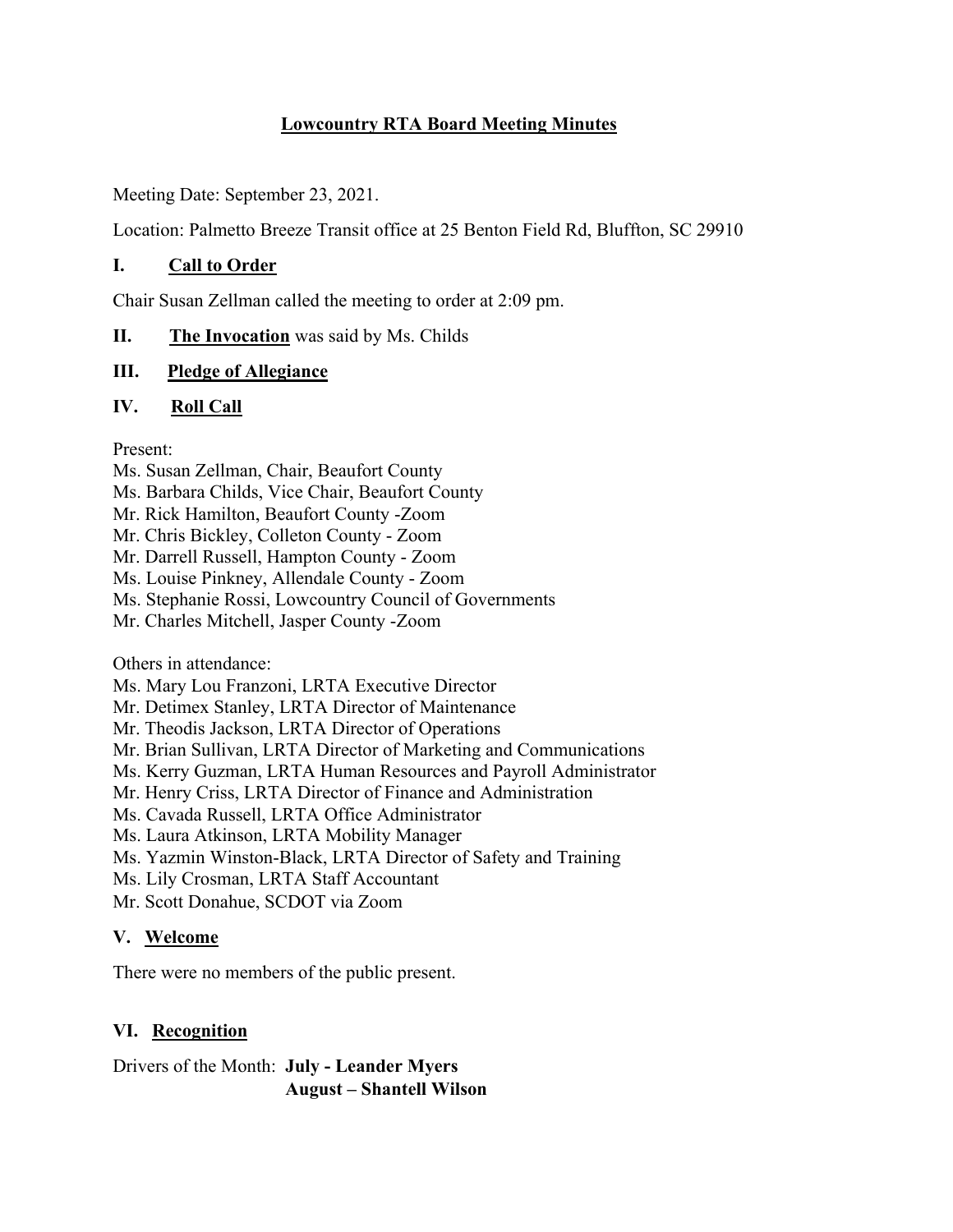# Lowcountry RTA Board Meeting Minutes

Meeting Date: September 23, 2021.

Location: Palmetto Breeze Transit office at 25 Benton Field Rd, Bluffton, SC 29910

## I. Call to Order

Chair Susan Zellman called the meeting to order at 2:09 pm.

## II. The Invocation was said by Ms. Childs

## III. Pledge of Allegiance

## IV. Roll Call

Present:
Ms. Susan Zellman, Chair, Beaufort County
Ms. Barbara Childs, Vice Chair, Beaufort County
Mr. Rick Hamilton, Beaufort County -Zoom
Mr. Chris Bickley, Colleton County - Zoom
Mr. Darrell Russell, Hampton County - Zoom
Ms. Louise Pinkney, Allendale County - Zoom
Ms. Stephanie Rossi, Lowcountry Council of Governments
Mr. Charles Mitchell, Jasper County -Zoom

Others in attendance:
Ms. Mary Lou Franzoni, LRTA Executive Director
Mr. Detimex Stanley, LRTA Director of Maintenance
Mr. Theodis Jackson, LRTA Director of Operations
Mr. Brian Sullivan, LRTA Director of Marketing and Communications
Ms. Kerry Guzman, LRTA Human Resources and Payroll Administrator
Mr. Henry Criss, LRTA Director of Finance and Administration
Ms. Cavada Russell, LRTA Office Administrator
Ms. Laura Atkinson, LRTA Mobility Manager
Ms. Yazmin Winston-Black, LRTA Director of Safety and Training
Ms. Lily Crosman, LRTA Staff Accountant
Mr. Scott Donahue, SCDOT via Zoom

## V. Welcome

There were no members of the public present.

## VI. Recognition

Drivers of the Month: **July - Leander Myers**
**August – Shantell Wilson**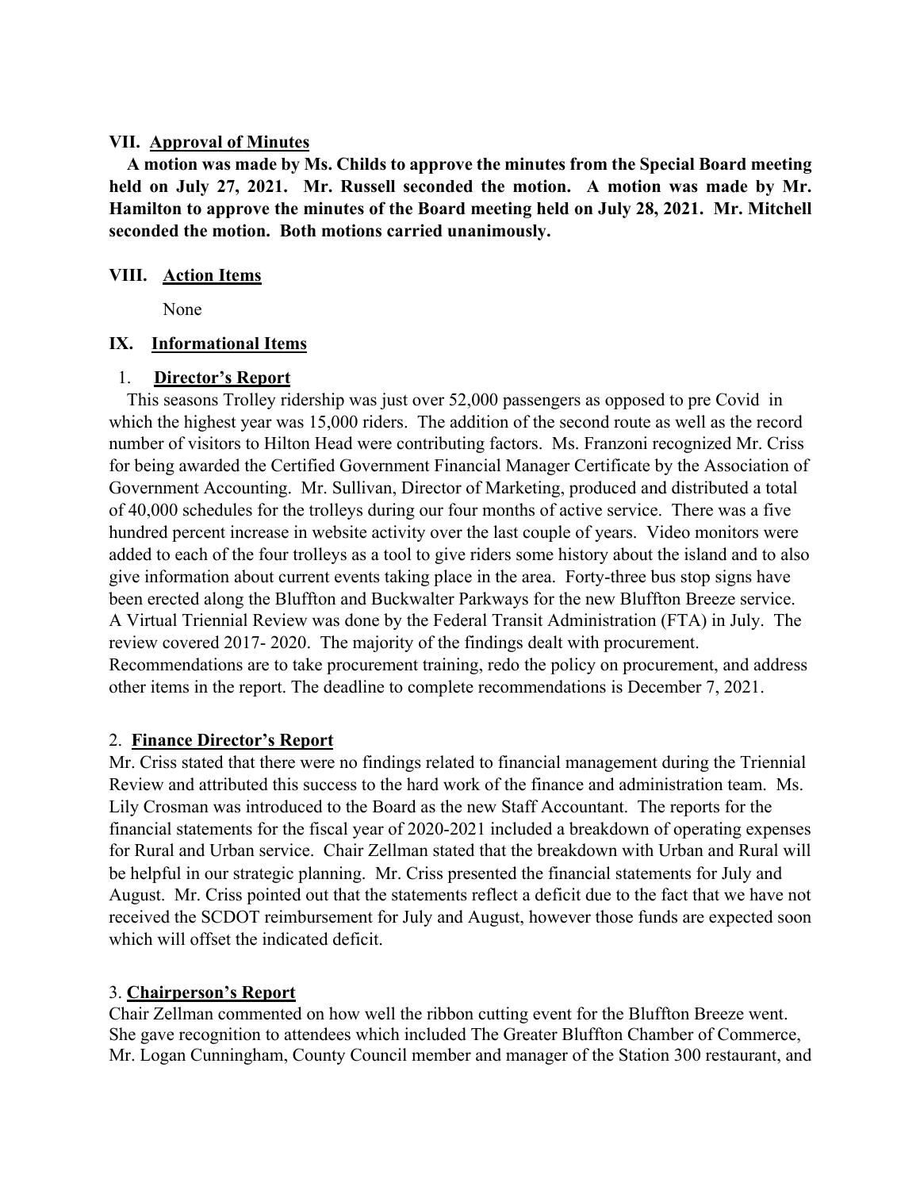## VII. Approval of Minutes

**A motion was made by Ms. Childs to approve the minutes from the Special Board meeting held on July 27, 2021. Mr. Russell seconded the motion. A motion was made by Mr. Hamilton to approve the minutes of the Board meeting held on July 28, 2021. Mr. Mitchell seconded the motion. Both motions carried unanimously.**

## VIII. Action Items

None

## IX. Informational Items

### 1. Director's Report

This seasons Trolley ridership was just over 52,000 passengers as opposed to pre Covid in which the highest year was 15,000 riders. The addition of the second route as well as the record number of visitors to Hilton Head were contributing factors. Ms. Franzoni recognized Mr. Criss for being awarded the Certified Government Financial Manager Certificate by the Association of Government Accounting. Mr. Sullivan, Director of Marketing, produced and distributed a total of 40,000 schedules for the trolleys during our four months of active service. There was a five hundred percent increase in website activity over the last couple of years. Video monitors were added to each of the four trolleys as a tool to give riders some history about the island and to also give information about current events taking place in the area. Forty-three bus stop signs have been erected along the Bluffton and Buckwalter Parkways for the new Bluffton Breeze service. A Virtual Triennial Review was done by the Federal Transit Administration (FTA) in July. The review covered 2017- 2020. The majority of the findings dealt with procurement. Recommendations are to take procurement training, redo the policy on procurement, and address other items in the report. The deadline to complete recommendations is December 7, 2021.

### 2. Finance Director's Report

Mr. Criss stated that there were no findings related to financial management during the Triennial Review and attributed this success to the hard work of the finance and administration team. Ms. Lily Crosman was introduced to the Board as the new Staff Accountant. The reports for the financial statements for the fiscal year of 2020-2021 included a breakdown of operating expenses for Rural and Urban service. Chair Zellman stated that the breakdown with Urban and Rural will be helpful in our strategic planning. Mr. Criss presented the financial statements for July and August. Mr. Criss pointed out that the statements reflect a deficit due to the fact that we have not received the SCDOT reimbursement for July and August, however those funds are expected soon which will offset the indicated deficit.

### 3. Chairperson's Report

Chair Zellman commented on how well the ribbon cutting event for the Bluffton Breeze went. She gave recognition to attendees which included The Greater Bluffton Chamber of Commerce, Mr. Logan Cunningham, County Council member and manager of the Station 300 restaurant, and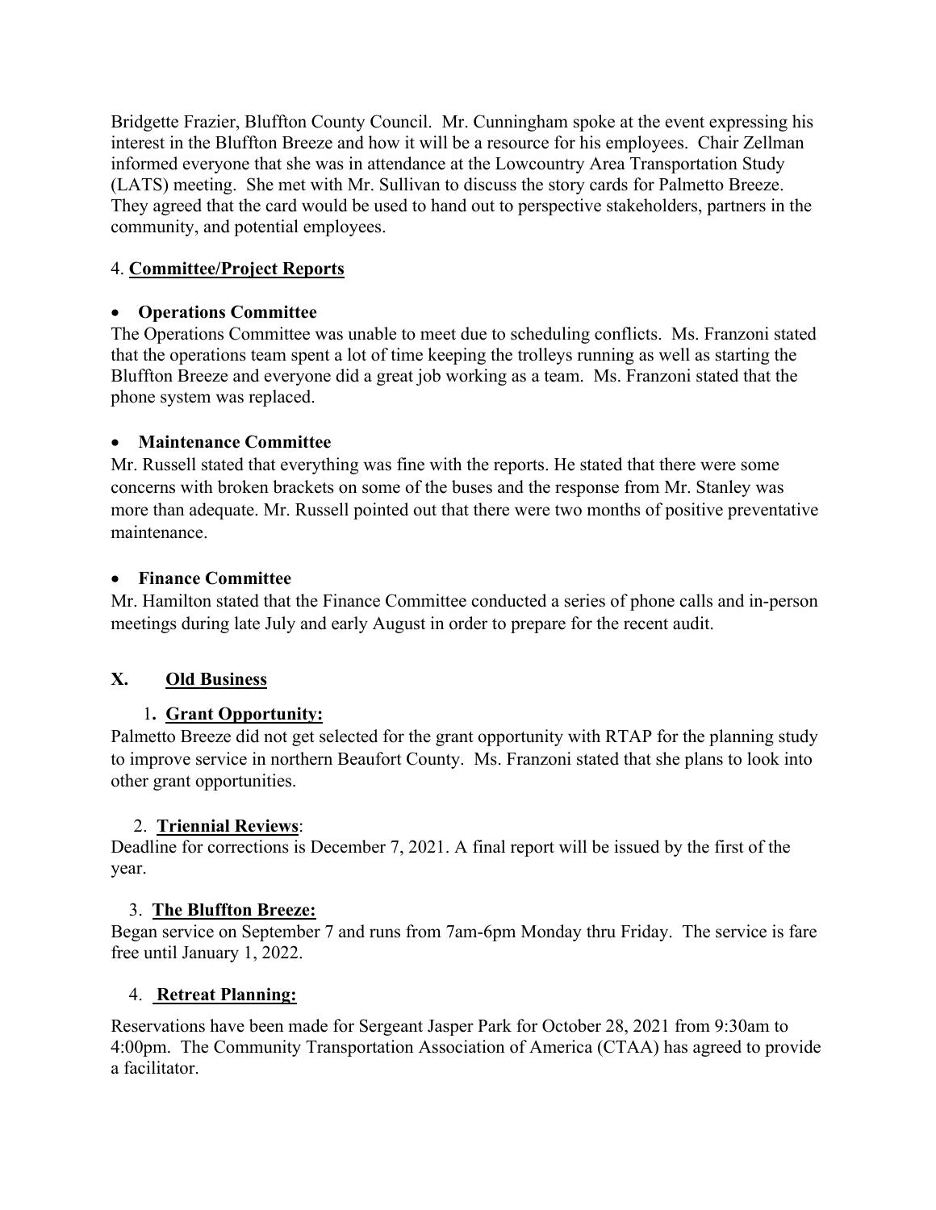Bridgette Frazier, Bluffton County Council. Mr. Cunningham spoke at the event expressing his interest in the Bluffton Breeze and how it will be a resource for his employees. Chair Zellman informed everyone that she was in attendance at the Lowcountry Area Transportation Study (LATS) meeting. She met with Mr. Sullivan to discuss the story cards for Palmetto Breeze. They agreed that the card would be used to hand out to perspective stakeholders, partners in the community, and potential employees.

4. **Committee/Project Reports**

- **Operations Committee**

The Operations Committee was unable to meet due to scheduling conflicts. Ms. Franzoni stated that the operations team spent a lot of time keeping the trolleys running as well as starting the Bluffton Breeze and everyone did a great job working as a team. Ms. Franzoni stated that the phone system was replaced.

- **Maintenance Committee**

Mr. Russell stated that everything was fine with the reports. He stated that there were some concerns with broken brackets on some of the buses and the response from Mr. Stanley was more than adequate. Mr. Russell pointed out that there were two months of positive preventative maintenance.

- **Finance Committee**

Mr. Hamilton stated that the Finance Committee conducted a series of phone calls and in-person meetings during late July and early August in order to prepare for the recent audit.

## X. Old Business

1. **Grant Opportunity:**

Palmetto Breeze did not get selected for the grant opportunity with RTAP for the planning study to improve service in northern Beaufort County. Ms. Franzoni stated that she plans to look into other grant opportunities.

2. **Triennial Reviews**:

Deadline for corrections is December 7, 2021. A final report will be issued by the first of the year.

3. **The Bluffton Breeze:**

Began service on September 7 and runs from 7am-6pm Monday thru Friday. The service is fare free until January 1, 2022.

4. **Retreat Planning:**

Reservations have been made for Sergeant Jasper Park for October 28, 2021 from 9:30am to 4:00pm. The Community Transportation Association of America (CTAA) has agreed to provide a facilitator.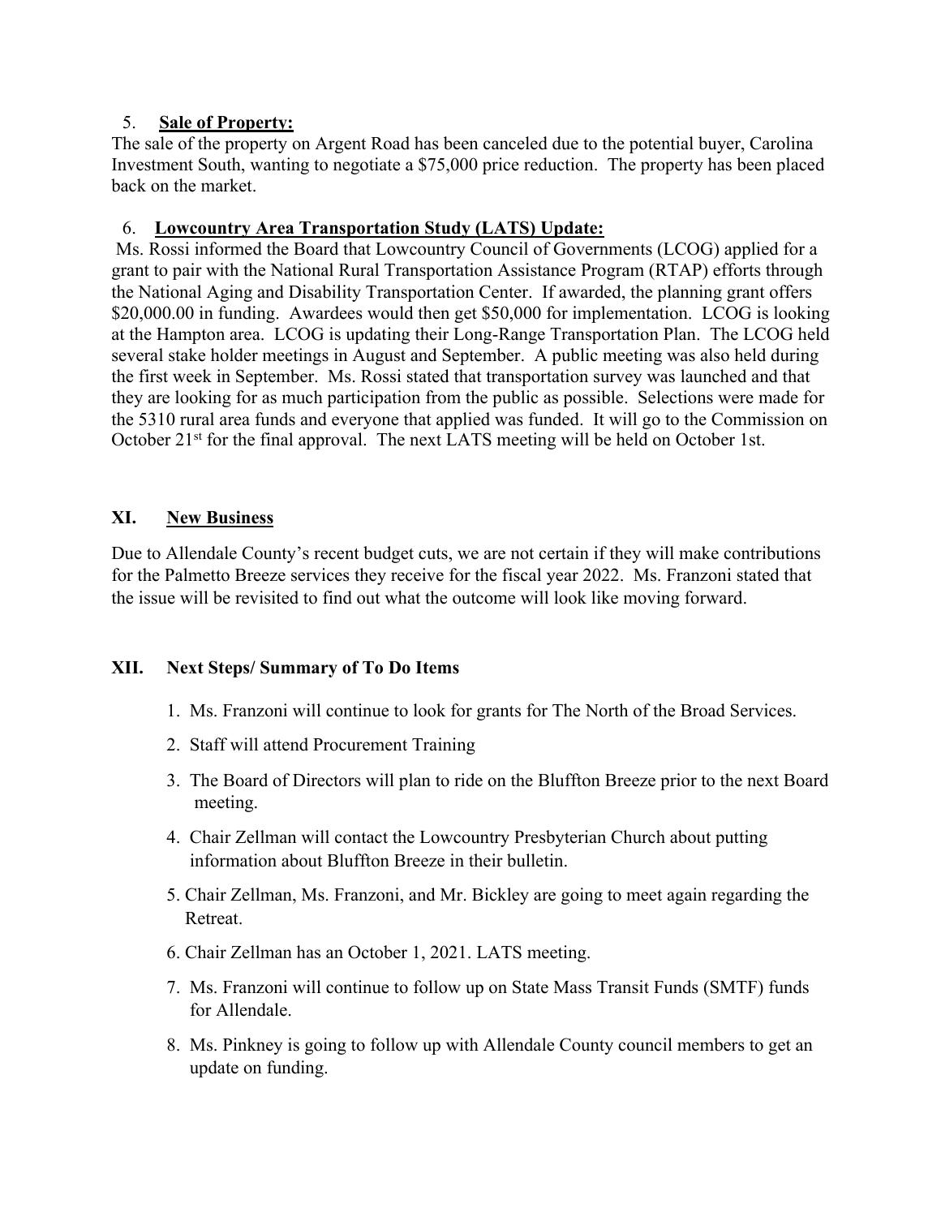5. **Sale of Property:**

The sale of the property on Argent Road has been canceled due to the potential buyer, Carolina Investment South, wanting to negotiate a $75,000 price reduction. The property has been placed back on the market.

6. **Lowcountry Area Transportation Study (LATS) Update:**

Ms. Rossi informed the Board that Lowcountry Council of Governments (LCOG) applied for a grant to pair with the National Rural Transportation Assistance Program (RTAP) efforts through the National Aging and Disability Transportation Center. If awarded, the planning grant offers $20,000.00 in funding. Awardees would then get $50,000 for implementation. LCOG is looking at the Hampton area. LCOG is updating their Long-Range Transportation Plan. The LCOG held several stake holder meetings in August and September. A public meeting was also held during the first week in September. Ms. Rossi stated that transportation survey was launched and that they are looking for as much participation from the public as possible. Selections were made for the 5310 rural area funds and everyone that applied was funded. It will go to the Commission on October 21st for the final approval. The next LATS meeting will be held on October 1st.

## XI. New Business

Due to Allendale County's recent budget cuts, we are not certain if they will make contributions for the Palmetto Breeze services they receive for the fiscal year 2022. Ms. Franzoni stated that the issue will be revisited to find out what the outcome will look like moving forward.

## XII. Next Steps/ Summary of To Do Items

1. Ms. Franzoni will continue to look for grants for The North of the Broad Services.
2. Staff will attend Procurement Training
3. The Board of Directors will plan to ride on the Bluffton Breeze prior to the next Board meeting.
4. Chair Zellman will contact the Lowcountry Presbyterian Church about putting information about Bluffton Breeze in their bulletin.
5. Chair Zellman, Ms. Franzoni, and Mr. Bickley are going to meet again regarding the Retreat.
6. Chair Zellman has an October 1, 2021. LATS meeting.
7. Ms. Franzoni will continue to follow up on State Mass Transit Funds (SMTF) funds for Allendale.
8. Ms. Pinkney is going to follow up with Allendale County council members to get an update on funding.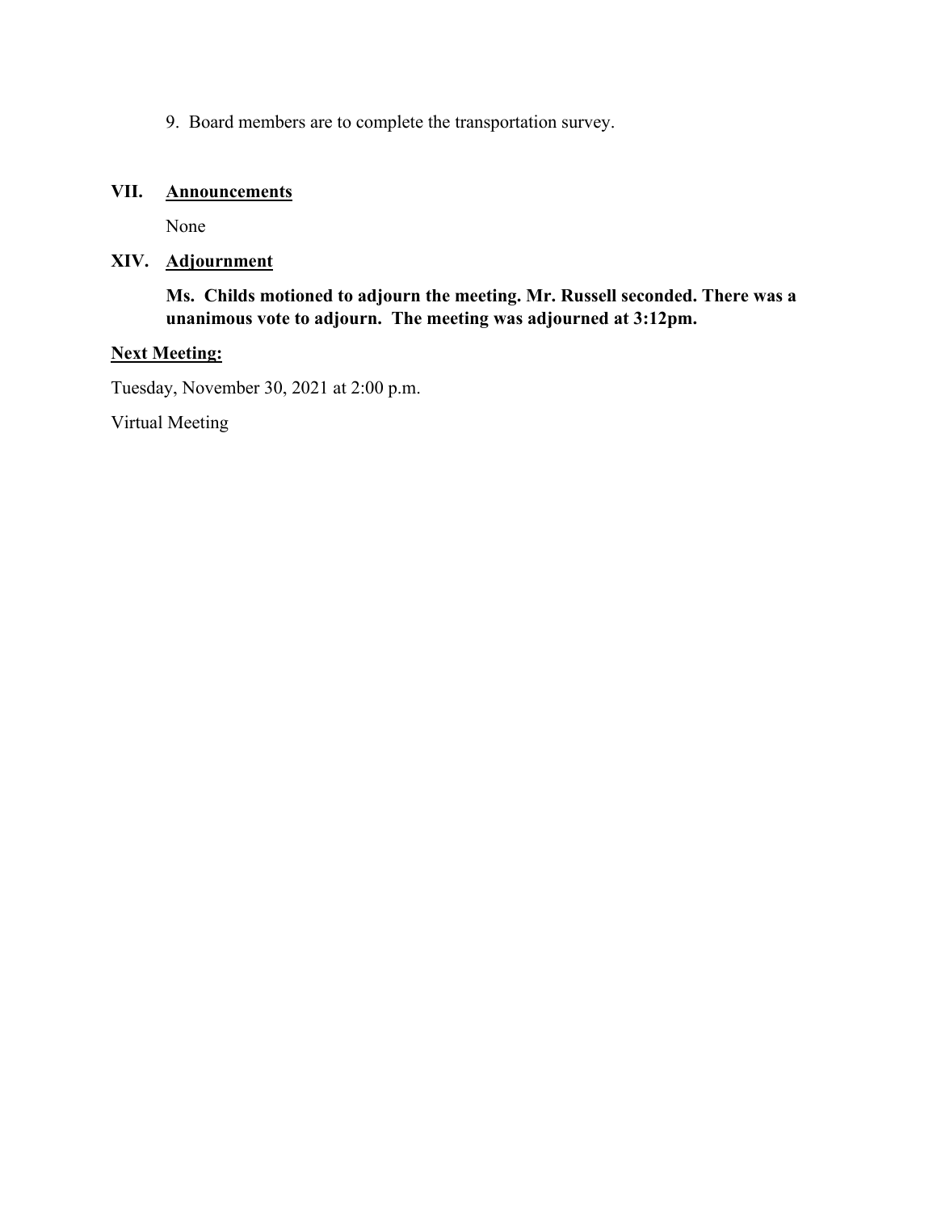9. Board members are to complete the transportation survey.

## VII. Announcements

None

## XIV. Adjournment

**Ms. Childs motioned to adjourn the meeting. Mr. Russell seconded. There was a unanimous vote to adjourn. The meeting was adjourned at 3:12pm.**

**Next Meeting:**

Tuesday, November 30, 2021 at 2:00 p.m.

Virtual Meeting